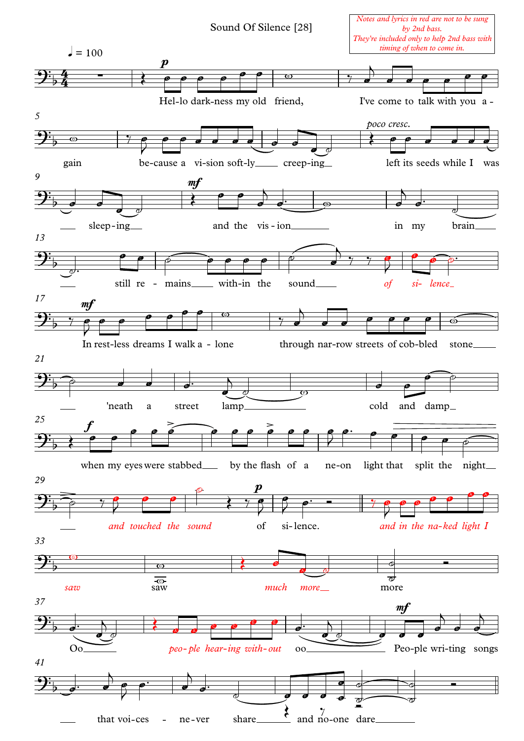# Sound Of Silence [28]

*Notes and lyrics in red are not to be sung by 2nd bass. They're included only to help 2nd bass with timing of when to come in.*

♩ = 100

Hel-lo dark-ness my old friend, I've come to talk with you a - gain be-cause a vi-sion soft-ly creep-ing left its seeds while I was sleep-ing and the vis-ion in my brain still re - mains with-in the sound *of si- lence*

In rest-less dreams I walk a - lone through nar-row streets of cob-bled stone 'neath a street lamp cold and damp when my eyes were stabbed by the flash of a ne-on light that split the night *and touched the sound* of si-lence.

*and in the na-ked light I saw* saw *much more* more

Oo *peo-ple hear-ing with-out* oo Peo-ple wri-ting songs that voi-ces ne-ver share and no-one dare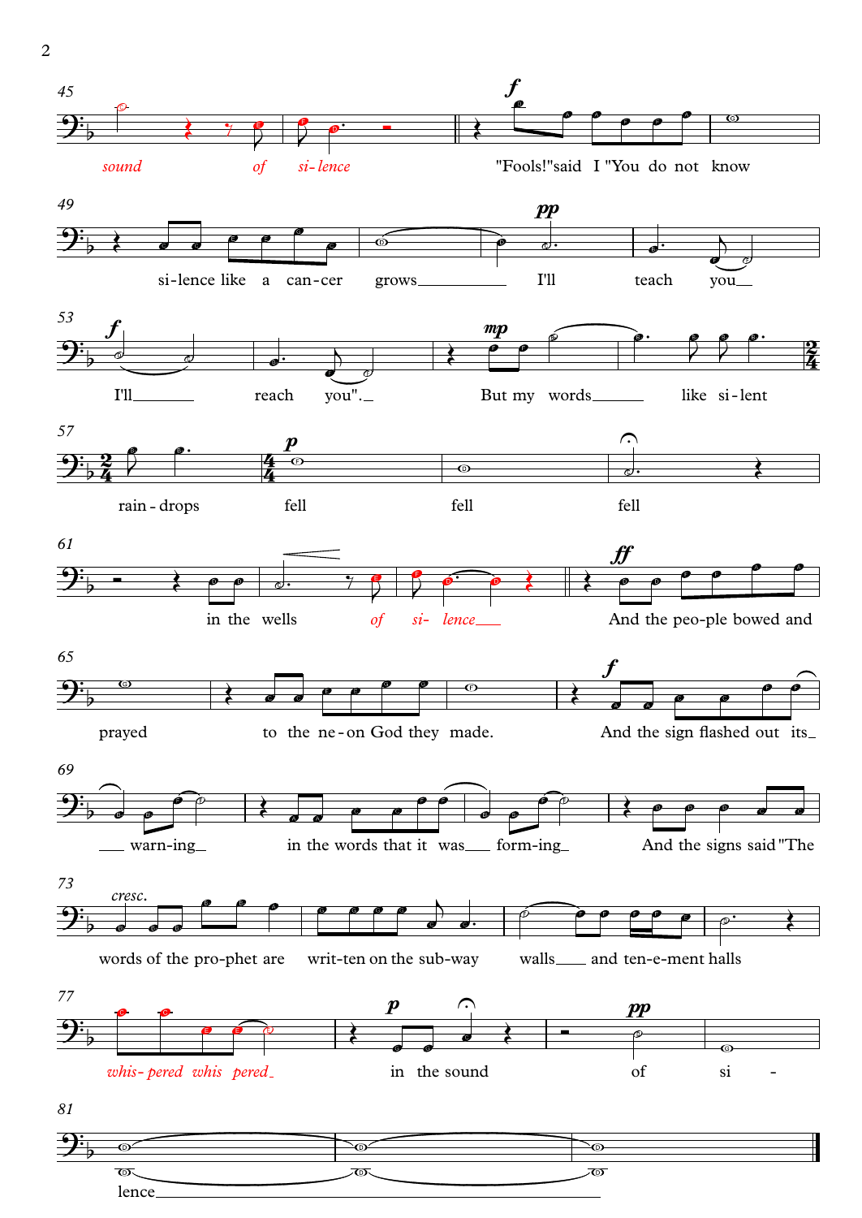45

sound of si- lence

"Fools!"said I "You do not know

49

si-lence like a can-cer grows I'll teach you

53

I'll reach you". But my words like si-lent

57

rain-drops fell fell fell

61

in the wells of si- lence

And the peo-ple bowed and

65

prayed to the ne-on God they made. And the sign flashed out its

69

warn-ing in the words that it was form-ing And the signs said "The

73

*cresc.*

words of the pro-phet are writ-ten on the sub-way walls and ten-e-ment halls

77

whis-pered whis pered in the sound of si -

81

lence